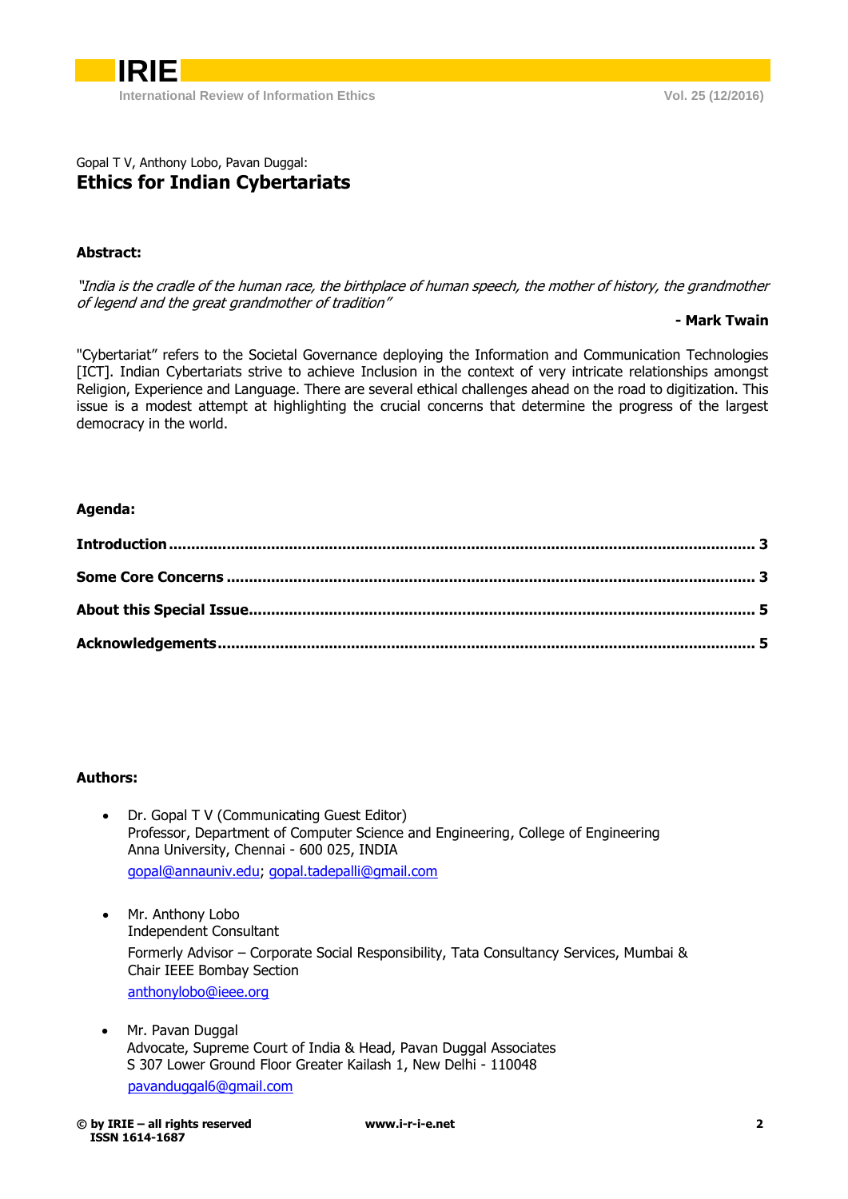Gopal T V, Anthony Lobo, Pavan Duggal:

# Ethics for Indian Cybertariats

**Abstract:**

*"India is the cradle of the human race, the birthplace of human speech, the mother of history, the grandmother of legend and the great grandmother of tradition"*

**- Mark Twain**

"Cybertariat" refers to the Societal Governance deploying the Information and Communication Technologies [ICT]. Indian Cybertariats strive to achieve Inclusion in the context of very intricate relationships amongst Religion, Experience and Language. There are several ethical challenges ahead on the road to digitization. This issue is a modest attempt at highlighting the crucial concerns that determine the progress of the largest democracy in the world.

**Agenda:**

**Introduction** ..... 3

**Some Core Concerns** ..... 3

**About this Special Issue** ..... 5

**Acknowledgements** ..... 5

**Authors:**

- Dr. Gopal T V (Communicating Guest Editor)
  Professor, Department of Computer Science and Engineering, College of Engineering
  Anna University, Chennai - 600 025, INDIA
  gopal@annauniv.edu; gopal.tadepalli@gmail.com

- Mr. Anthony Lobo
  Independent Consultant
  Formerly Advisor – Corporate Social Responsibility, Tata Consultancy Services, Mumbai & Chair IEEE Bombay Section
  anthonylobo@ieee.org

- Mr. Pavan Duggal
  Advocate, Supreme Court of India & Head, Pavan Duggal Associates
  S 307 Lower Ground Floor Greater Kailash 1, New Delhi - 110048
  pavanduggal6@gmail.com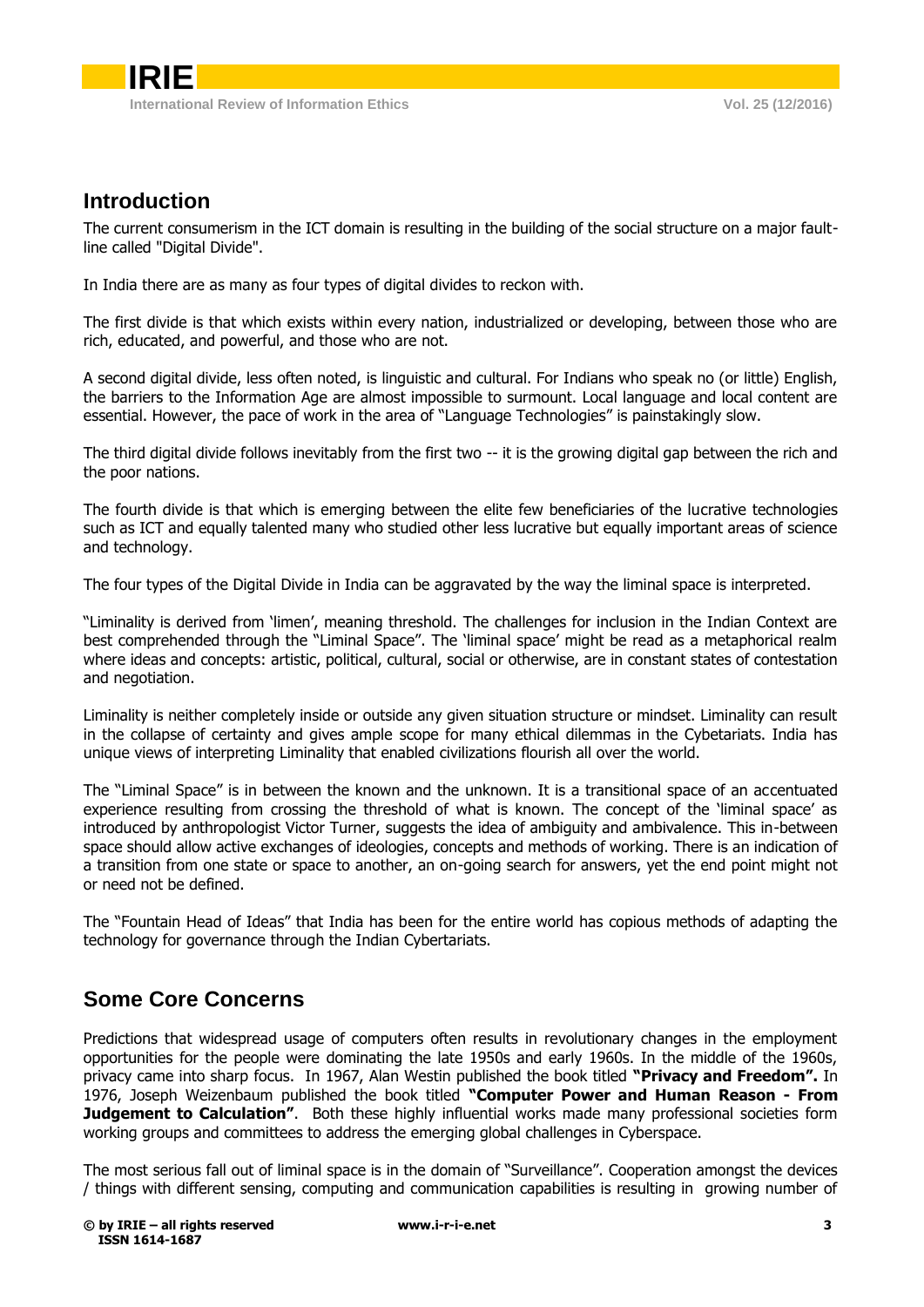## Introduction

The current consumerism in the ICT domain is resulting in the building of the social structure on a major fault-line called "Digital Divide".

In India there are as many as four types of digital divides to reckon with.

The first divide is that which exists within every nation, industrialized or developing, between those who are rich, educated, and powerful, and those who are not.

A second digital divide, less often noted, is linguistic and cultural. For Indians who speak no (or little) English, the barriers to the Information Age are almost impossible to surmount. Local language and local content are essential. However, the pace of work in the area of "Language Technologies" is painstakingly slow.

The third digital divide follows inevitably from the first two -- it is the growing digital gap between the rich and the poor nations.

The fourth divide is that which is emerging between the elite few beneficiaries of the lucrative technologies such as ICT and equally talented many who studied other less lucrative but equally important areas of science and technology.

The four types of the Digital Divide in India can be aggravated by the way the liminal space is interpreted.

"Liminality is derived from 'limen', meaning threshold. The challenges for inclusion in the Indian Context are best comprehended through the "Liminal Space". The 'liminal space' might be read as a metaphorical realm where ideas and concepts: artistic, political, cultural, social or otherwise, are in constant states of contestation and negotiation.

Liminality is neither completely inside or outside any given situation structure or mindset. Liminality can result in the collapse of certainty and gives ample scope for many ethical dilemmas in the Cybetariats. India has unique views of interpreting Liminality that enabled civilizations flourish all over the world.

The "Liminal Space" is in between the known and the unknown. It is a transitional space of an accentuated experience resulting from crossing the threshold of what is known. The concept of the 'liminal space' as introduced by anthropologist Victor Turner, suggests the idea of ambiguity and ambivalence. This in-between space should allow active exchanges of ideologies, concepts and methods of working. There is an indication of a transition from one state or space to another, an on-going search for answers, yet the end point might not or need not be defined.

The "Fountain Head of Ideas" that India has been for the entire world has copious methods of adapting the technology for governance through the Indian Cybertariats.

## Some Core Concerns

Predictions that widespread usage of computers often results in revolutionary changes in the employment opportunities for the people were dominating the late 1950s and early 1960s. In the middle of the 1960s, privacy came into sharp focus. In 1967, Alan Westin published the book titled **"Privacy and Freedom".** In 1976, Joseph Weizenbaum published the book titled **"Computer Power and Human Reason - From Judgement to Calculation"**. Both these highly influential works made many professional societies form working groups and committees to address the emerging global challenges in Cyberspace.

The most serious fall out of liminal space is in the domain of "Surveillance". Cooperation amongst the devices / things with different sensing, computing and communication capabilities is resulting in growing number of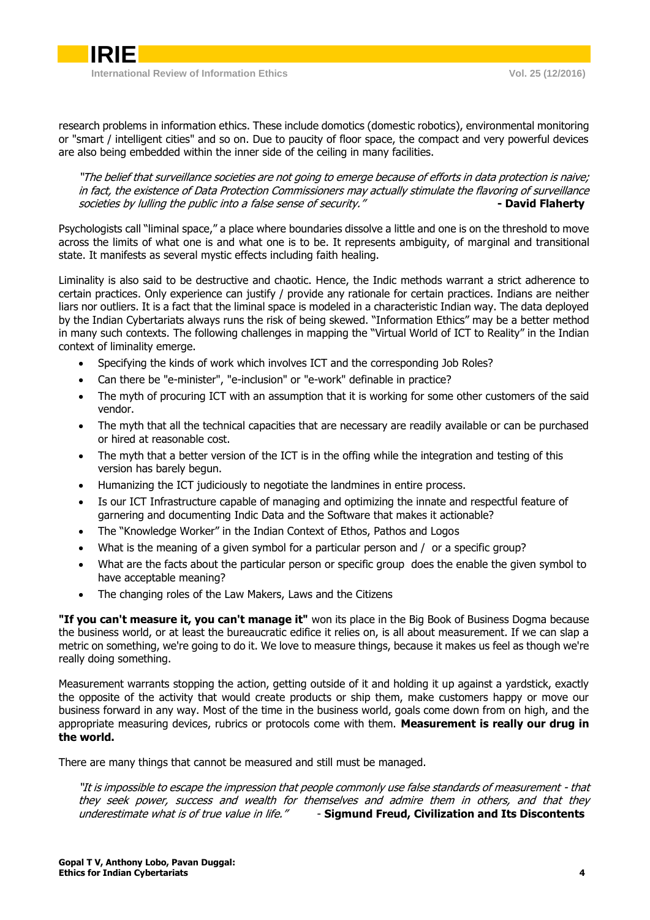research problems in information ethics. These include domotics (domestic robotics), environmental monitoring or "smart / intelligent cities" and so on. Due to paucity of floor space, the compact and very powerful devices are also being embedded within the inner side of the ceiling in many facilities.

> *"The belief that surveillance societies are not going to emerge because of efforts in data protection is naive; in fact, the existence of Data Protection Commissioners may actually stimulate the flavoring of surveillance societies by lulling the public into a false sense of security."* **- David Flaherty**

Psychologists call "liminal space," a place where boundaries dissolve a little and one is on the threshold to move across the limits of what one is and what one is to be. It represents ambiguity, of marginal and transitional state. It manifests as several mystic effects including faith healing.

Liminality is also said to be destructive and chaotic. Hence, the Indic methods warrant a strict adherence to certain practices. Only experience can justify / provide any rationale for certain practices. Indians are neither liars nor outliers. It is a fact that the liminal space is modeled in a characteristic Indian way. The data deployed by the Indian Cybertariats always runs the risk of being skewed. "Information Ethics" may be a better method in many such contexts. The following challenges in mapping the "Virtual World of ICT to Reality" in the Indian context of liminality emerge.

- Specifying the kinds of work which involves ICT and the corresponding Job Roles?
- Can there be "e-minister", "e-inclusion" or "e-work" definable in practice?
- The myth of procuring ICT with an assumption that it is working for some other customers of the said vendor.
- The myth that all the technical capacities that are necessary are readily available or can be purchased or hired at reasonable cost.
- The myth that a better version of the ICT is in the offing while the integration and testing of this version has barely begun.
- Humanizing the ICT judiciously to negotiate the landmines in entire process.
- Is our ICT Infrastructure capable of managing and optimizing the innate and respectful feature of garnering and documenting Indic Data and the Software that makes it actionable?
- The "Knowledge Worker" in the Indian Context of Ethos, Pathos and Logos
- What is the meaning of a given symbol for a particular person and / or a specific group?
- What are the facts about the particular person or specific group does the enable the given symbol to have acceptable meaning?
- The changing roles of the Law Makers, Laws and the Citizens

**"If you can't measure it, you can't manage it"** won its place in the Big Book of Business Dogma because the business world, or at least the bureaucratic edifice it relies on, is all about measurement. If we can slap a metric on something, we're going to do it. We love to measure things, because it makes us feel as though we're really doing something.

Measurement warrants stopping the action, getting outside of it and holding it up against a yardstick, exactly the opposite of the activity that would create products or ship them, make customers happy or move our business forward in any way. Most of the time in the business world, goals come down from on high, and the appropriate measuring devices, rubrics or protocols come with them. **Measurement is really our drug in the world.**

There are many things that cannot be measured and still must be managed.

> *"It is impossible to escape the impression that people commonly use false standards of measurement - that they seek power, success and wealth for themselves and admire them in others, and that they underestimate what is of true value in life."* - **Sigmund Freud, Civilization and Its Discontents**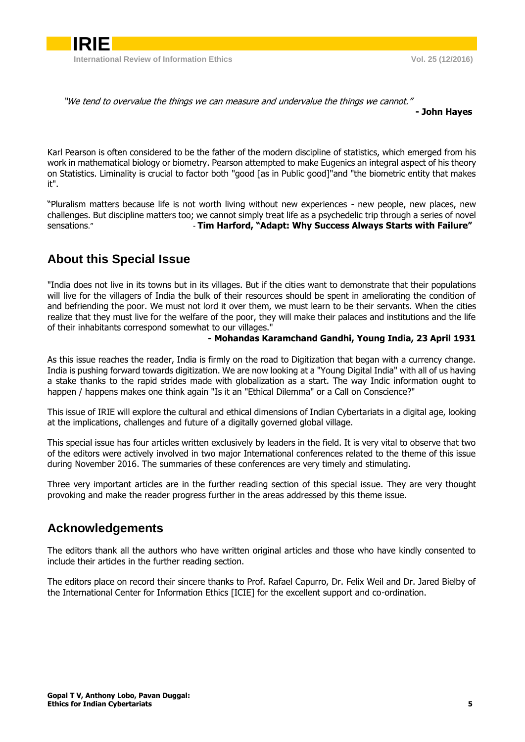*"We tend to overvalue the things we can measure and undervalue the things we cannot."*

**- John Hayes**

Karl Pearson is often considered to be the father of the modern discipline of statistics, which emerged from his work in mathematical biology or biometry. Pearson attempted to make Eugenics an integral aspect of his theory on Statistics. Liminality is crucial to factor both "good [as in Public good]"and "the biometric entity that makes it".

"Pluralism matters because life is not worth living without new experiences - new people, new places, new challenges. But discipline matters too; we cannot simply treat life as a psychedelic trip through a series of novel sensations." - **Tim Harford, "Adapt: Why Success Always Starts with Failure"**

## About this Special Issue

"India does not live in its towns but in its villages. But if the cities want to demonstrate that their populations will live for the villagers of India the bulk of their resources should be spent in ameliorating the condition of and befriending the poor. We must not lord it over them, we must learn to be their servants. When the cities realize that they must live for the welfare of the poor, they will make their palaces and institutions and the life of their inhabitants correspond somewhat to our villages."

**- Mohandas Karamchand Gandhi, Young India, 23 April 1931**

As this issue reaches the reader, India is firmly on the road to Digitization that began with a currency change. India is pushing forward towards digitization. We are now looking at a "Young Digital India" with all of us having a stake thanks to the rapid strides made with globalization as a start. The way Indic information ought to happen / happens makes one think again "Is it an "Ethical Dilemma" or a Call on Conscience?"

This issue of IRIE will explore the cultural and ethical dimensions of Indian Cybertariats in a digital age, looking at the implications, challenges and future of a digitally governed global village.

This special issue has four articles written exclusively by leaders in the field. It is very vital to observe that two of the editors were actively involved in two major International conferences related to the theme of this issue during November 2016. The summaries of these conferences are very timely and stimulating.

Three very important articles are in the further reading section of this special issue. They are very thought provoking and make the reader progress further in the areas addressed by this theme issue.

## Acknowledgements

The editors thank all the authors who have written original articles and those who have kindly consented to include their articles in the further reading section.

The editors place on record their sincere thanks to Prof. Rafael Capurro, Dr. Felix Weil and Dr. Jared Bielby of the International Center for Information Ethics [ICIE] for the excellent support and co-ordination.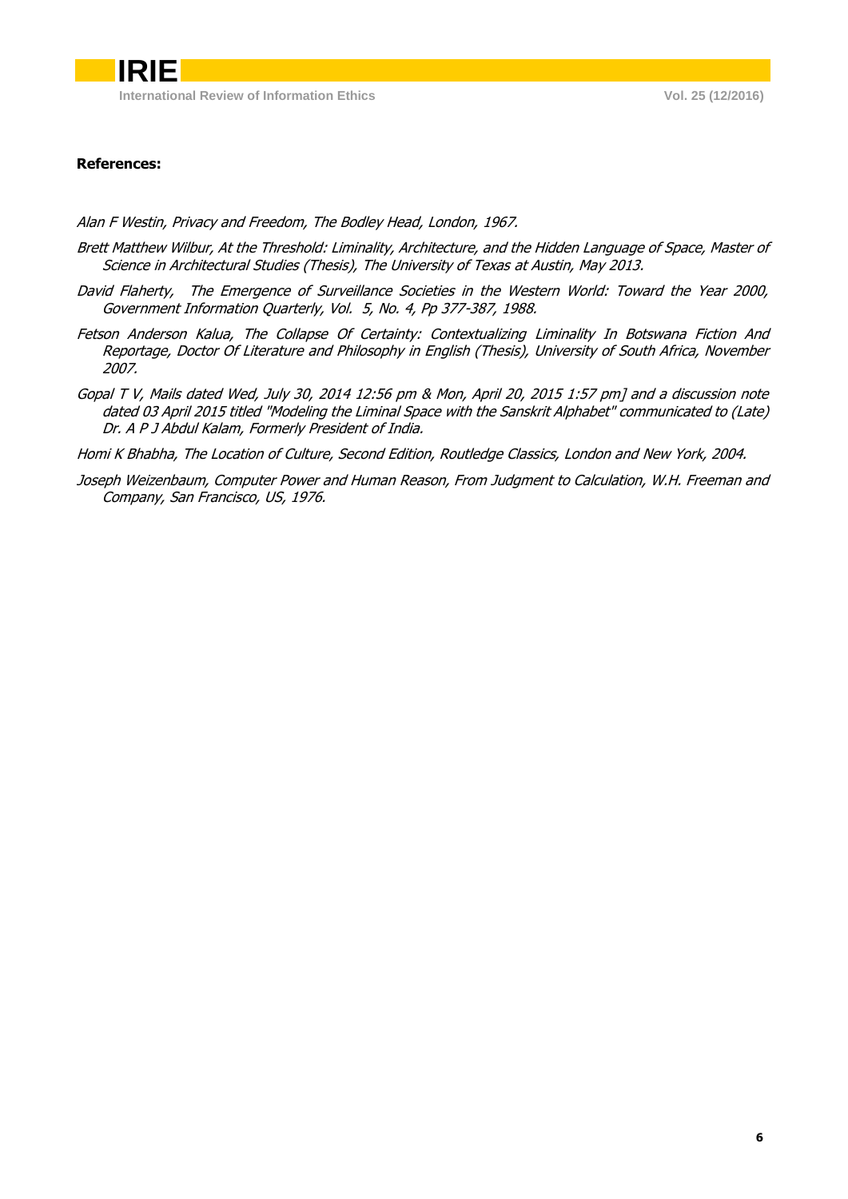**References:**

*Alan F Westin, Privacy and Freedom, The Bodley Head, London, 1967.*

*Brett Matthew Wilbur, At the Threshold: Liminality, Architecture, and the Hidden Language of Space, Master of Science in Architectural Studies (Thesis), The University of Texas at Austin, May 2013.*

*David Flaherty, The Emergence of Surveillance Societies in the Western World: Toward the Year 2000, Government Information Quarterly, Vol. 5, No. 4, Pp 377-387, 1988.*

*Fetson Anderson Kalua, The Collapse Of Certainty: Contextualizing Liminality In Botswana Fiction And Reportage, Doctor Of Literature and Philosophy in English (Thesis), University of South Africa, November 2007.*

*Gopal T V, Mails dated Wed, July 30, 2014 12:56 pm & Mon, April 20, 2015 1:57 pm] and a discussion note dated 03 April 2015 titled "Modeling the Liminal Space with the Sanskrit Alphabet" communicated to (Late) Dr. A P J Abdul Kalam, Formerly President of India.*

*Homi K Bhabha, The Location of Culture, Second Edition, Routledge Classics, London and New York, 2004.*

*Joseph Weizenbaum, Computer Power and Human Reason, From Judgment to Calculation, W.H. Freeman and Company, San Francisco, US, 1976.*